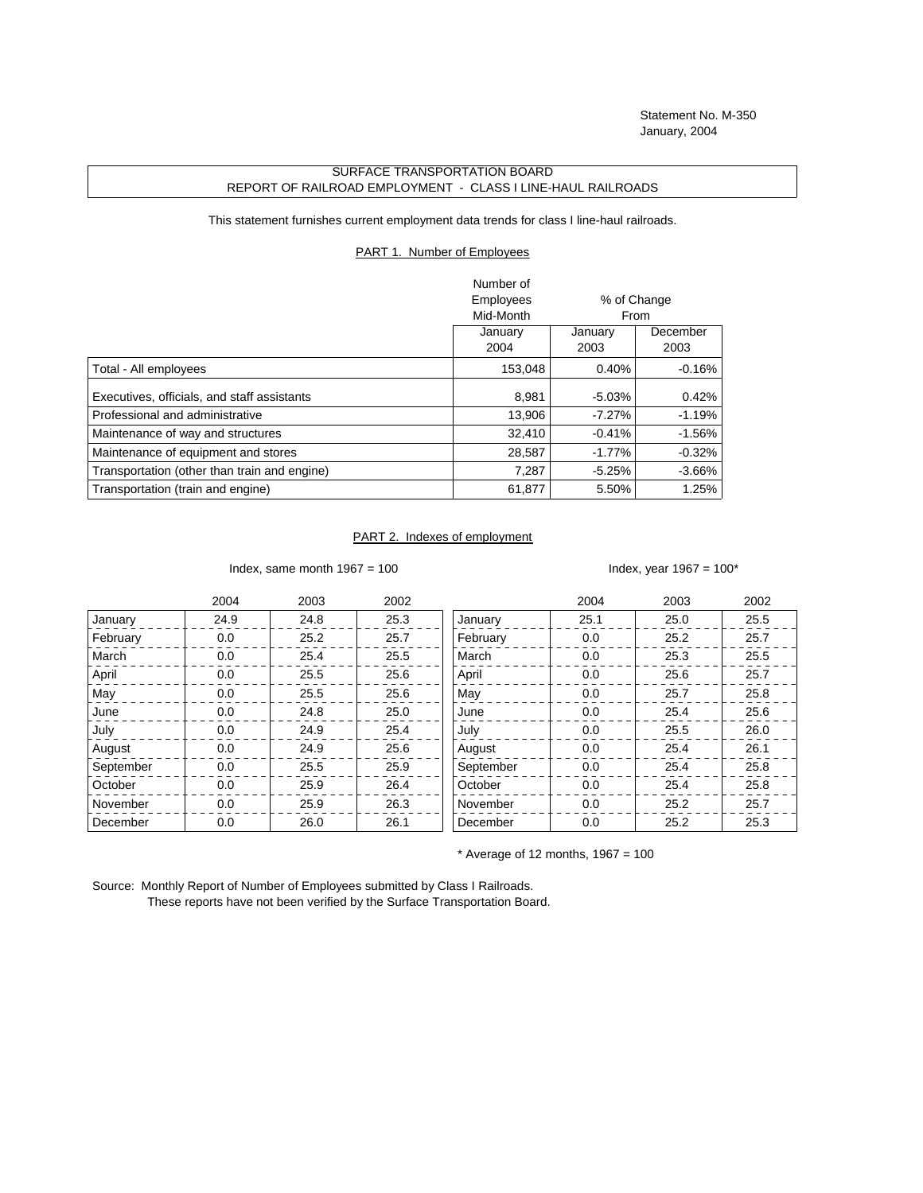Statement No. M-350
January, 2004

## SURFACE TRANSPORTATION BOARD
## REPORT OF RAILROAD EMPLOYMENT - CLASS I LINE-HAUL RAILROADS

This statement furnishes current employment data trends for class I line-haul railroads.

### PART 1. Number of Employees

| | Number of Employees Mid-Month | % of Change From | |
|---|---|---|---|
| | January 2004 | January 2003 | December 2003 |
| Total - All employees | 153,048 | 0.40% | -0.16% |
| Executives, officials, and staff assistants | 8,981 | -5.03% | 0.42% |
| Professional and administrative | 13,906 | -7.27% | -1.19% |
| Maintenance of way and structures | 32,410 | -0.41% | -1.56% |
| Maintenance of equipment and stores | 28,587 | -1.77% | -0.32% |
| Transportation (other than train and engine) | 7,287 | -5.25% | -3.66% |
| Transportation (train and engine) | 61,877 | 5.50% | 1.25% |

### PART 2. Indexes of employment

Index, same month 1967 = 100

| | 2004 | 2003 | 2002 |
|---|---|---|---|
| January | 24.9 | 24.8 | 25.3 |
| February | 0.0 | 25.2 | 25.7 |
| March | 0.0 | 25.4 | 25.5 |
| April | 0.0 | 25.5 | 25.6 |
| May | 0.0 | 25.5 | 25.6 |
| June | 0.0 | 24.8 | 25.0 |
| July | 0.0 | 24.9 | 25.4 |
| August | 0.0 | 24.9 | 25.6 |
| September | 0.0 | 25.5 | 25.9 |
| October | 0.0 | 25.9 | 26.4 |
| November | 0.0 | 25.9 | 26.3 |
| December | 0.0 | 26.0 | 26.1 |

Index, year 1967 = 100*

| | 2004 | 2003 | 2002 |
|---|---|---|---|
| January | 25.1 | 25.0 | 25.5 |
| February | 0.0 | 25.2 | 25.7 |
| March | 0.0 | 25.3 | 25.5 |
| April | 0.0 | 25.6 | 25.7 |
| May | 0.0 | 25.7 | 25.8 |
| June | 0.0 | 25.4 | 25.6 |
| July | 0.0 | 25.5 | 26.0 |
| August | 0.0 | 25.4 | 26.1 |
| September | 0.0 | 25.4 | 25.8 |
| October | 0.0 | 25.4 | 25.8 |
| November | 0.0 | 25.2 | 25.7 |
| December | 0.0 | 25.2 | 25.3 |

* Average of 12 months, 1967 = 100

Source: Monthly Report of Number of Employees submitted by Class I Railroads.
These reports have not been verified by the Surface Transportation Board.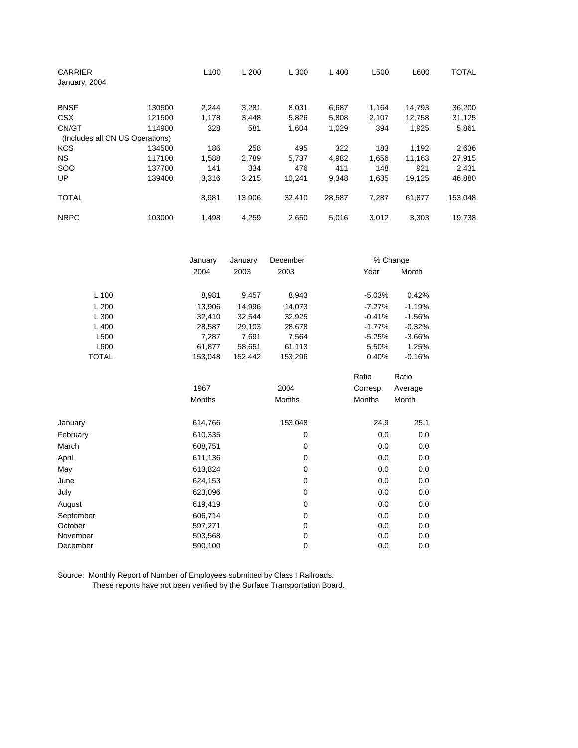| CARRIER<br>January, 2004 | | L100 | L 200 | L 300 | L 400 | L500 | L600 | TOTAL |
|---|---|---|---|---|---|---|---|---|
| BNSF | 130500 | 2,244 | 3,281 | 8,031 | 6,687 | 1,164 | 14,793 | 36,200 |
| CSX | 121500 | 1,178 | 3,448 | 5,826 | 5,808 | 2,107 | 12,758 | 31,125 |
| CN/GT | 114900 | 328 | 581 | 1,604 | 1,029 | 394 | 1,925 | 5,861 |
| (Includes all CN US Operations) | | | | | | | | |
| KCS | 134500 | 186 | 258 | 495 | 322 | 183 | 1,192 | 2,636 |
| NS | 117100 | 1,588 | 2,789 | 5,737 | 4,982 | 1,656 | 11,163 | 27,915 |
| SOO | 137700 | 141 | 334 | 476 | 411 | 148 | 921 | 2,431 |
| UP | 139400 | 3,316 | 3,215 | 10,241 | 9,348 | 1,635 | 19,125 | 46,880 |
| TOTAL | | 8,981 | 13,906 | 32,410 | 28,587 | 7,287 | 61,877 | 153,048 |
| NRPC | 103000 | 1,498 | 4,259 | 2,650 | 5,016 | 3,012 | 3,303 | 19,738 |

| | January 2004 | January 2003 | December 2003 | % Change Year | % Change Month |
|---|---|---|---|---|---|
| L 100 | 8,981 | 9,457 | 8,943 | -5.03% | 0.42% |
| L 200 | 13,906 | 14,996 | 14,073 | -7.27% | -1.19% |
| L 300 | 32,410 | 32,544 | 32,925 | -0.41% | -1.56% |
| L 400 | 28,587 | 29,103 | 28,678 | -1.77% | -0.32% |
| L500 | 7,287 | 7,691 | 7,564 | -5.25% | -3.66% |
| L600 | 61,877 | 58,651 | 61,113 | 5.50% | 1.25% |
| TOTAL | 153,048 | 152,442 | 153,296 | 0.40% | -0.16% |

| | 1967 Months | 2004 Months | Ratio Corresp. Months | Ratio Average Month |
|---|---|---|---|---|
| January | 614,766 | 153,048 | 24.9 | 25.1 |
| February | 610,335 | 0 | 0.0 | 0.0 |
| March | 608,751 | 0 | 0.0 | 0.0 |
| April | 611,136 | 0 | 0.0 | 0.0 |
| May | 613,824 | 0 | 0.0 | 0.0 |
| June | 624,153 | 0 | 0.0 | 0.0 |
| July | 623,096 | 0 | 0.0 | 0.0 |
| August | 619,419 | 0 | 0.0 | 0.0 |
| September | 606,714 | 0 | 0.0 | 0.0 |
| October | 597,271 | 0 | 0.0 | 0.0 |
| November | 593,568 | 0 | 0.0 | 0.0 |
| December | 590,100 | 0 | 0.0 | 0.0 |

Source: Monthly Report of Number of Employees submitted by Class I Railroads.
These reports have not been verified by the Surface Transportation Board.